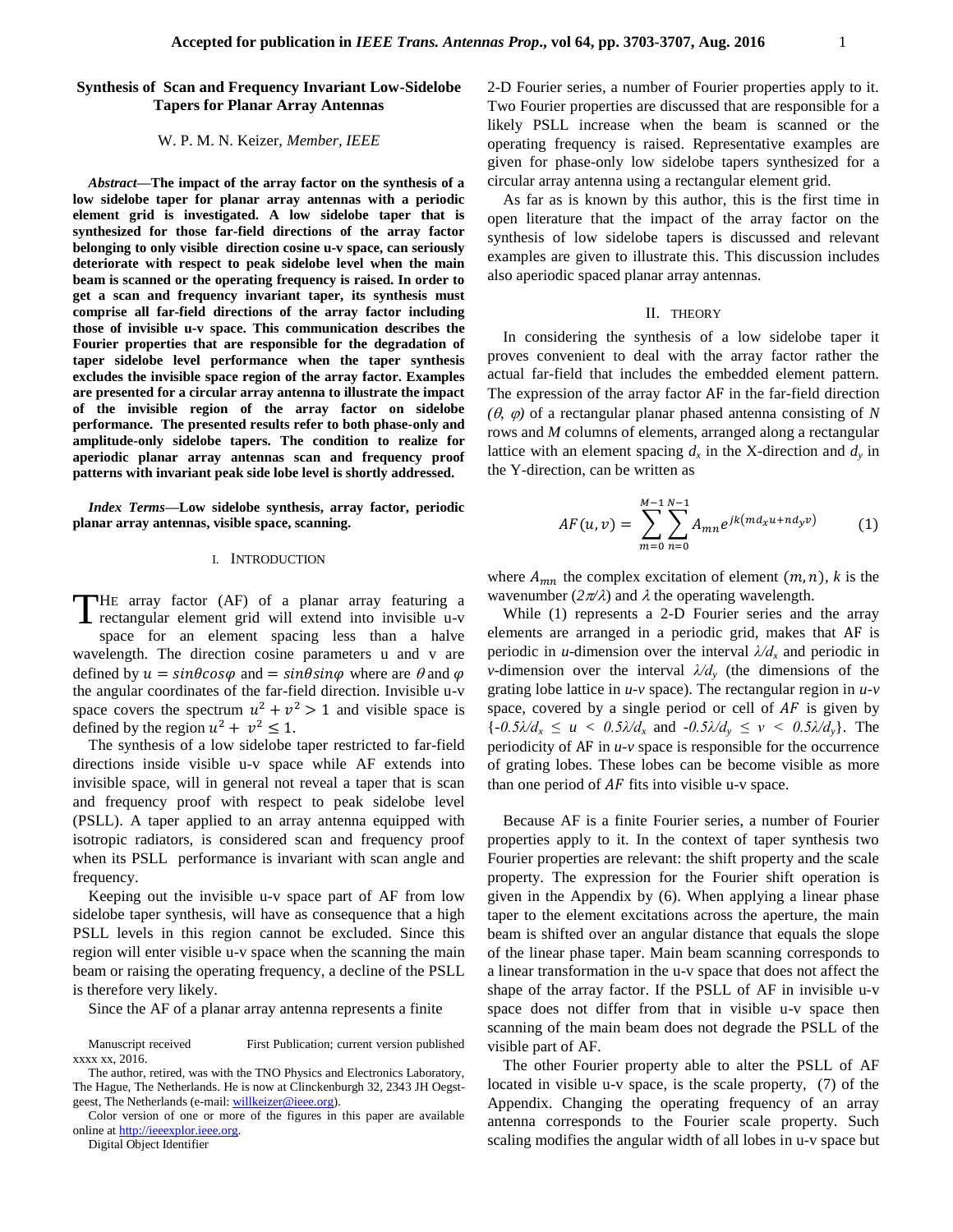# Synthesis of Scan and Frequency Invariant Low-Sidelobe Tapers for Planar Array Antennas

W. P. M. N. Keizer, *Member, IEEE*

***Abstract*—The impact of the array factor on the synthesis of a low sidelobe taper for planar array antennas with a periodic element grid is investigated. A low sidelobe taper that is synthesized for those far-field directions of the array factor belonging to only visible direction cosine u-v space, can seriously deteriorate with respect to peak sidelobe level when the main beam is scanned or the operating frequency is raised. In order to get a scan and frequency invariant taper, its synthesis must comprise all far-field directions of the array factor including those of invisible u-v space. This communication describes the Fourier properties that are responsible for the degradation of taper sidelobe level performance when the taper synthesis excludes the invisible space region of the array factor. Examples are presented for a circular array antenna to illustrate the impact of the invisible region of the array factor on sidelobe performance. The presented results refer to both phase-only and amplitude-only sidelobe tapers. The condition to realize for aperiodic planar array antennas scan and frequency proof patterns with invariant peak side lobe level is shortly addressed.**

***Index Terms*—Low sidelobe synthesis, array factor, periodic planar array antennas, visible space, scanning.**

## I. Introduction

THE array factor (AF) of a planar array featuring a rectangular element grid will extend into invisible u-v space for an element spacing less than a halve wavelength. The direction cosine parameters u and v are defined by $u = sin\theta cos\varphi$ and $= sin\theta sin\varphi$ where are $\theta$ and $\varphi$ the angular coordinates of the far-field direction. Invisible u-v space covers the spectrum $u^2 + v^2 > 1$ and visible space is defined by the region $u^2 + v^2 \leq 1$.

The synthesis of a low sidelobe taper restricted to far-field directions inside visible u-v space while AF extends into invisible space, will in general not reveal a taper that is scan and frequency proof with respect to peak sidelobe level (PSLL). A taper applied to an array antenna equipped with isotropic radiators, is considered scan and frequency proof when its PSLL performance is invariant with scan angle and frequency.

Keeping out the invisible u-v space part of AF from low sidelobe taper synthesis, will have as consequence that a high PSLL levels in this region cannot be excluded. Since this region will enter visible u-v space when the scanning the main beam or raising the operating frequency, a decline of the PSLL is therefore very likely.

Since the AF of a planar array antenna represents a finite 2-D Fourier series, a number of Fourier properties apply to it. Two Fourier properties are discussed that are responsible for a likely PSLL increase when the beam is scanned or the operating frequency is raised. Representative examples are given for phase-only low sidelobe tapers synthesized for a circular array antenna using a rectangular element grid.

As far as is known by this author, this is the first time in open literature that the impact of the array factor on the synthesis of low sidelobe tapers is discussed and relevant examples are given to illustrate this. This discussion includes also aperiodic spaced planar array antennas.

## II. Theory

In considering the synthesis of a low sidelobe taper it proves convenient to deal with the array factor rather the actual far-field that includes the embedded element pattern. The expression of the array factor AF in the far-field direction *(θ, φ)* of a rectangular planar phased antenna consisting of *N* rows and *M* columns of elements, arranged along a rectangular lattice with an element spacing $d_x$ in the X-direction and $d_y$ in the Y-direction, can be written as

$$AF(u, v) = \sum_{m=0}^{M-1}\sum_{n=0}^{N-1} A_{mn} e^{jk(md_x u + nd_y v)} \qquad (1)$$

where $A_{mn}$ the complex excitation of element $(m, n)$, $k$ is the wavenumber ($2\pi/\lambda$) and $\lambda$ the operating wavelength.

While (1) represents a 2-D Fourier series and the array elements are arranged in a periodic grid, makes that AF is periodic in *u*-dimension over the interval $\lambda/d_x$ and periodic in *v*-dimension over the interval $\lambda/d_y$ (the dimensions of the grating lobe lattice in *u-v* space). The rectangular region in *u-v* space, covered by a single period or cell of *AF* is given by $\{-0.5\lambda/d_x \leq u < 0.5\lambda/d_x$ and $-0.5\lambda/d_y \leq v < 0.5\lambda/d_y\}$. The periodicity of AF in *u-v* space is responsible for the occurrence of grating lobes. These lobes can be become visible as more than one period of *AF* fits into visible u-v space.

Because AF is a finite Fourier series, a number of Fourier properties apply to it. In the context of taper synthesis two Fourier properties are relevant: the shift property and the scale property. The expression for the Fourier shift operation is given in the Appendix by (6). When applying a linear phase taper to the element excitations across the aperture, the main beam is shifted over an angular distance that equals the slope of the linear phase taper. Main beam scanning corresponds to a linear transformation in the u-v space that does not affect the shape of the array factor. If the PSLL of AF in invisible u-v space does not differ from that in visible u-v space then scanning of the main beam does not degrade the PSLL of the visible part of AF.

The other Fourier property able to alter the PSLL of AF located in visible u-v space, is the scale property, (7) of the Appendix. Changing the operating frequency of an array antenna corresponds to the Fourier scale property. Such scaling modifies the angular width of all lobes in u-v space but

Manuscript received First Publication; current version published xxxx xx, 2016.

The author, retired, was with the TNO Physics and Electronics Laboratory, The Hague, The Netherlands. He is now at Clinckenburgh 32, 2343 JH Oegstgeest, The Netherlands (e-mail: willkeizer@ieee.org).

Color version of one or more of the figures in this paper are available online at http://ieeexplor.ieee.org.

Digital Object Identifier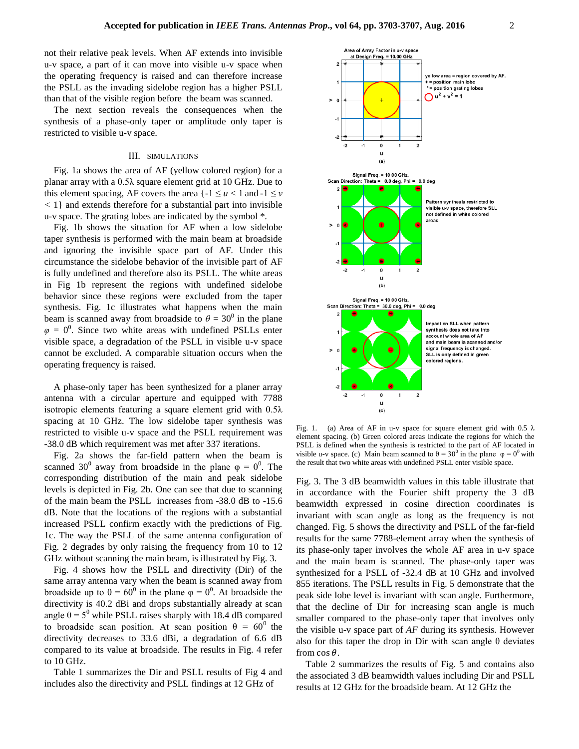not their relative peak levels. When AF extends into invisible u-v space, a part of it can move into visible u-v space when the operating frequency is raised and can therefore increase the PSLL as the invading sidelobe region has a higher PSLL than that of the visible region before the beam was scanned.

The next section reveals the consequences when the synthesis of a phase-only taper or amplitude only taper is restricted to visible u-v space.

## III. Simulations

Fig. 1a shows the area of AF (yellow colored region) for a planar array with a 0.5λ square element grid at 10 GHz. Due to this element spacing, AF covers the area $\{-1 \leq u < 1 \text{ and } -1 \leq v < 1\}$ and extends therefore for a substantial part into invisible u-v space. The grating lobes are indicated by the symbol *.

Fig. 1b shows the situation for AF when a low sidelobe taper synthesis is performed with the main beam at broadside and ignoring the invisible space part of AF. Under this circumstance the sidelobe behavior of the invisible part of AF is fully undefined and therefore also its PSLL. The white areas in Fig 1b represent the regions with undefined sidelobe behavior since these regions were excluded from the taper synthesis. Fig. 1c illustrates what happens when the main beam is scanned away from broadside to $\theta = 30^0$ in the plane $\varphi = 0^0$. Since two white areas with undefined PSLLs enter visible space, a degradation of the PSLL in visible u-v space cannot be excluded. A comparable situation occurs when the operating frequency is raised.

A phase-only taper has been synthesized for a planer array antenna with a circular aperture and equipped with 7788 isotropic elements featuring a square element grid with 0.5λ spacing at 10 GHz. The low sidelobe taper synthesis was restricted to visible u-v space and the PSLL requirement was -38.0 dB which requirement was met after 337 iterations.

Fig. 2a shows the far-field pattern when the beam is scanned $30^0$ away from broadside in the plane $\varphi = 0^0$. The corresponding distribution of the main and peak sidelobe levels is depicted in Fig. 2b. One can see that due to scanning of the main beam the PSLL increases from -38.0 dB to -15.6 dB. Note that the locations of the regions with a substantial increased PSLL confirm exactly with the predictions of Fig. 1c. The way the PSLL of the same antenna configuration of Fig. 2 degrades by only raising the frequency from 10 to 12 GHz without scanning the main beam, is illustrated by Fig. 3.

Fig. 4 shows how the PSLL and directivity (Dir) of the same array antenna vary when the beam is scanned away from broadside up to $\theta = 60^0$ in the plane $\varphi = 0^0$. At broadside the directivity is 40.2 dBi and drops substantially already at scan angle $\theta = 5^0$ while PSLL raises sharply with 18.4 dB compared to broadside scan position. At scan position $\theta = 60^0$ the directivity decreases to 33.6 dBi, a degradation of 6.6 dB compared to its value at broadside. The results in Fig. 4 refer to 10 GHz.

Table 1 summarizes the Dir and PSLL results of Fig 4 and includes also the directivity and PSLL findings at 12 GHz of Fig. 3. The 3 dB beamwidth values in this table illustrate that in accordance with the Fourier shift property the 3 dB beamwidth expressed in cosine direction coordinates is invariant with scan angle as long as the frequency is not changed. Fig. 5 shows the directivity and PSLL of the far-field results for the same 7788-element array when the synthesis of its phase-only taper involves the whole AF area in u-v space and the main beam is scanned. The phase-only taper was synthesized for a PSLL of -32.4 dB at 10 GHz and involved 855 iterations. The PSLL results in Fig. 5 demonstrate that the peak side lobe level is invariant with scan angle. Furthermore, that the decline of Dir for increasing scan angle is much smaller compared to the phase-only taper that involves only the visible u-v space part of *AF* during its synthesis. However also for this taper the drop in Dir with scan angle θ deviates from $\cos\theta$.

Table 2 summarizes the results of Fig. 5 and contains also the associated 3 dB beamwidth values including Dir and PSLL results at 12 GHz for the broadside beam. At 12 GHz the

Fig. 1. (a) Area of AF in u-v space for square element grid with 0.5 λ element spacing. (b) Green colored areas indicate the regions for which the PSLL is defined when the synthesis is restricted to the part of AF located in visible u-v space. (c) Main beam scanned to $\theta = 30^0$ in the plane $\varphi = 0^0$ with the result that two white areas with undefined PSLL enter visible space.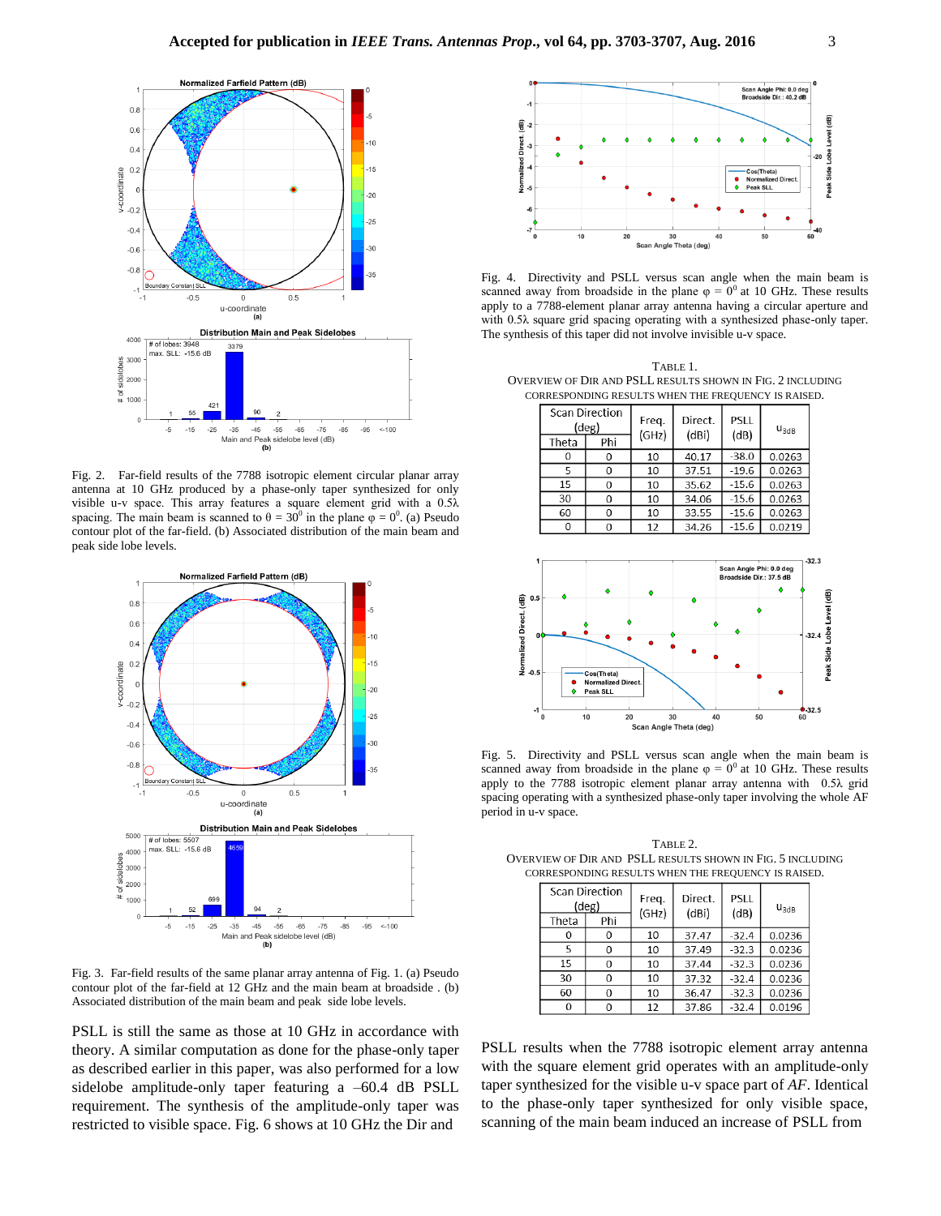Fig. 2. Far-field results of the 7788 isotropic element circular planar array antenna at 10 GHz produced by a phase-only taper synthesized for only visible u-v space. This array features a square element grid with a 0.5λ spacing. The main beam is scanned to θ = 30[0] in the plane φ = 0[0]. (a) Pseudo contour plot of the far-field. (b) Associated distribution of the main beam and peak side lobe levels.

Fig. 3. Far-field results of the same planar array antenna of Fig. 1. (a) Pseudo contour plot of the far-field at 12 GHz and the main beam at broadside . (b) Associated distribution of the main beam and peak side lobe levels.

PSLL is still the same as those at 10 GHz in accordance with theory. A similar computation as done for the phase-only taper as described earlier in this paper, was also performed for a low sidelobe amplitude-only taper featuring a –60.4 dB PSLL requirement. The synthesis of the amplitude-only taper was restricted to visible space. Fig. 6 shows at 10 GHz the Dir and

Fig. 4. Directivity and PSLL versus scan angle when the main beam is scanned away from broadside in the plane φ = 0[0] at 10 GHz. These results apply to a 7788-element planar array antenna having a circular aperture and with 0.5λ square grid spacing operating with a synthesized phase-only taper. The synthesis of this taper did not involve invisible u-v space.

TABLE 1.
OVERVIEW OF DIR AND PSLL RESULTS SHOWN IN FIG. 2 INCLUDING CORRESPONDING RESULTS WHEN THE FREQUENCY IS RAISED.

| Scan Direction (deg) | | Freq. (GHz) | Direct. (dBi) | PSLL (dB) | $u_{3dB}$ |
|---|---|---|---|---|---|
| Theta | Phi | | | | |
| 0 | 0 | 10 | 40.17 | -38.0 | 0.0263 |
| 5 | 0 | 10 | 37.51 | -19.6 | 0.0263 |
| 15 | 0 | 10 | 35.62 | -15.6 | 0.0263 |
| 30 | 0 | 10 | 34.06 | -15.6 | 0.0263 |
| 60 | 0 | 10 | 33.55 | -15.6 | 0.0263 |
| 0 | 0 | 12 | 34.26 | -15.6 | 0.0219 |

Fig. 5. Directivity and PSLL versus scan angle when the main beam is scanned away from broadside in the plane φ = 0[0] at 10 GHz. These results apply to the 7788 isotropic element planar array antenna with 0.5λ grid spacing operating with a synthesized phase-only taper involving the whole AF period in u-v space.

TABLE 2.
OVERVIEW OF DIR AND PSLL RESULTS SHOWN IN FIG. 5 INCLUDING CORRESPONDING RESULTS WHEN THE FREQUENCY IS RAISED.

| Scan Direction (deg) | | Freq. (GHz) | Direct. (dBi) | PSLL (dB) | $u_{3dB}$ |
|---|---|---|---|---|---|
| Theta | Phi | | | | |
| 0 | 0 | 10 | 37.47 | -32.4 | 0.0236 |
| 5 | 0 | 10 | 37.49 | -32.3 | 0.0236 |
| 15 | 0 | 10 | 37.44 | -32.3 | 0.0236 |
| 30 | 0 | 10 | 37.32 | -32.4 | 0.0236 |
| 60 | 0 | 10 | 36.47 | -32.3 | 0.0236 |
| 0 | 0 | 12 | 37.86 | -32.4 | 0.0196 |

PSLL results when the 7788 isotropic element array antenna with the square element grid operates with an amplitude-only taper synthesized for the visible u-v space part of *AF*. Identical to the phase-only taper synthesized for only visible space, scanning of the main beam induced an increase of PSLL from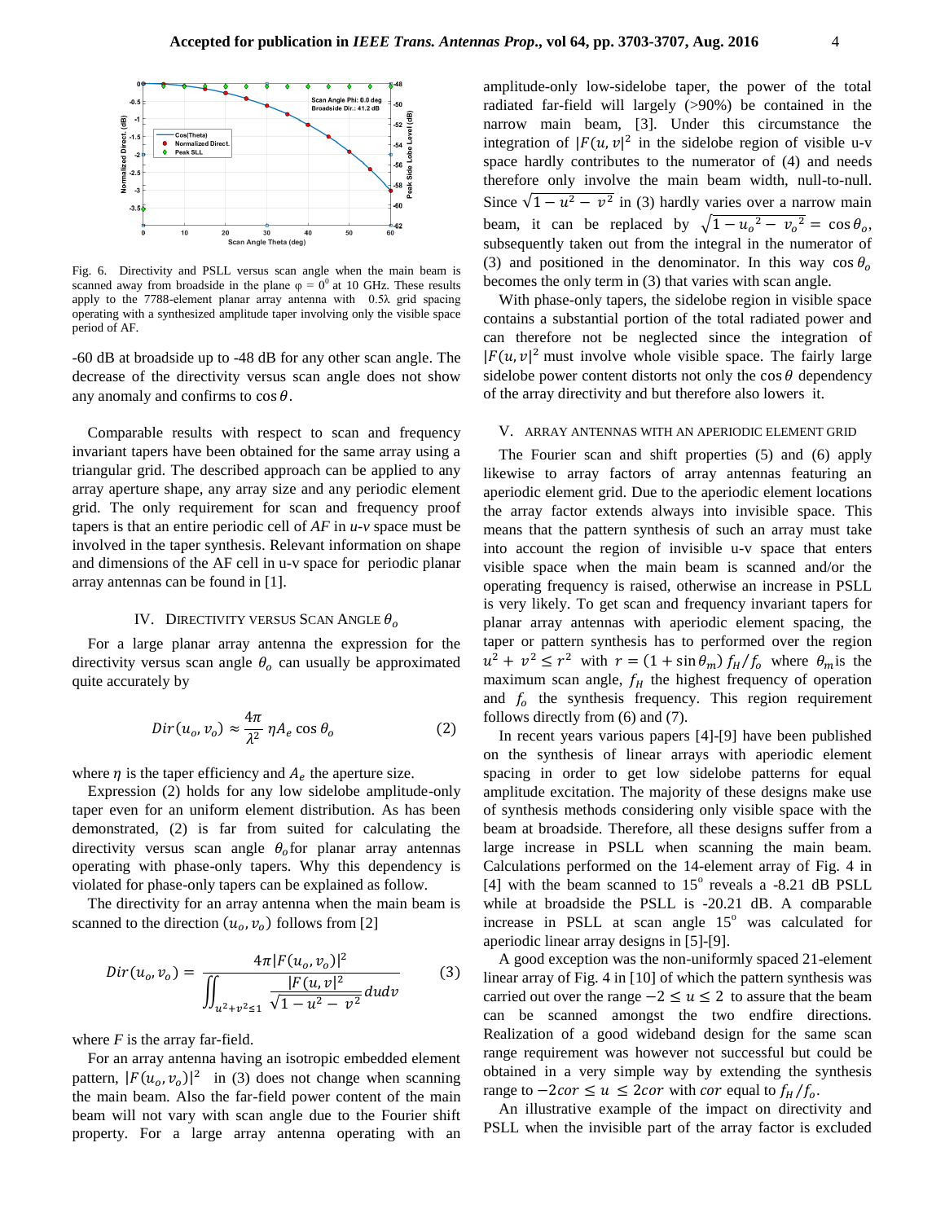Fig. 6. Directivity and PSLL versus scan angle when the main beam is scanned away from broadside in the plane φ = $0^0$ at 10 GHz. These results apply to the 7788-element planar array antenna with 0.5λ grid spacing operating with a synthesized amplitude taper involving only the visible space period of AF.

-60 dB at broadside up to -48 dB for any other scan angle. The decrease of the directivity versus scan angle does not show any anomaly and confirms to $\cos\theta$.

Comparable results with respect to scan and frequency invariant tapers have been obtained for the same array using a triangular grid. The described approach can be applied to any array aperture shape, any array size and any periodic element grid. The only requirement for scan and frequency proof tapers is that an entire periodic cell of *AF* in *u-v* space must be involved in the taper synthesis. Relevant information on shape and dimensions of the AF cell in u-v space for periodic planar array antennas can be found in [1].

## IV. Directivity versus Scan Angle $\theta_o$

For a large planar array antenna the expression for the directivity versus scan angle $\theta_o$ can usually be approximated quite accurately by

$$Dir(u_o, v_o) \approx \frac{4\pi}{\lambda^2}\,\eta A_e \cos\theta_o \qquad (2)$$

where $\eta$ is the taper efficiency and $A_e$ the aperture size.

Expression (2) holds for any low sidelobe amplitude-only taper even for an uniform element distribution. As has been demonstrated, (2) is far from suited for calculating the directivity versus scan angle $\theta_o$ for planar array antennas operating with phase-only tapers. Why this dependency is violated for phase-only tapers can be explained as follow.

The directivity for an array antenna when the main beam is scanned to the direction $(u_o, v_o)$ follows from [2]

$$Dir(u_o, v_o) = \frac{4\pi |F(u_o, v_o)|^2}{\iint_{u^2+v^2\leq 1} \frac{|F(u,v|^2}{\sqrt{1-u^2-v^2}}\,du dv} \qquad (3)$$

where *F* is the array far-field.

For an array antenna having an isotropic embedded element pattern, $|F(u_o, v_o)|^2$ in (3) does not change when scanning the main beam. Also the far-field power content of the main beam will not vary with scan angle due to the Fourier shift property. For a large array antenna operating with an amplitude-only low-sidelobe taper, the power of the total radiated far-field will largely (>90%) be contained in the narrow main beam, [3]. Under this circumstance the integration of $|F(u,v|^2$ in the sidelobe region of visible u-v space hardly contributes to the numerator of (4) and needs therefore only involve the main beam width, null-to-null. Since $\sqrt{1-u^2-v^2}$ in (3) hardly varies over a narrow main beam, it can be replaced by $\sqrt{1-{u_o}^2-{v_o}^2} = \cos\theta_o$, subsequently taken out from the integral in the numerator of (3) and positioned in the denominator. In this way $\cos\theta_o$ becomes the only term in (3) that varies with scan angle.

With phase-only tapers, the sidelobe region in visible space contains a substantial portion of the total radiated power and can therefore not be neglected since the integration of $|F(u,v|^2$ must involve whole visible space. The fairly large sidelobe power content distorts not only the $\cos\theta$ dependency of the array directivity and but therefore also lowers it.

## V. Array Antennas with an Aperiodic Element Grid

The Fourier scan and shift properties (5) and (6) apply likewise to array factors of array antennas featuring an aperiodic element grid. Due to the aperiodic element locations the array factor extends always into invisible space. This means that the pattern synthesis of such an array must take into account the region of invisible u-v space that enters visible space when the main beam is scanned and/or the operating frequency is raised, otherwise an increase in PSLL is very likely. To get scan and frequency invariant tapers for planar array antennas with aperiodic element spacing, the taper or pattern synthesis has to performed over the region $u^2 + v^2 \leq r^2$ with $r = (1 + \sin\theta_m)\, f_H/f_o$ where $\theta_m$ is the maximum scan angle, $f_H$ the highest frequency of operation and $f_o$ the synthesis frequency. This region requirement follows directly from (6) and (7).

In recent years various papers [4]-[9] have been published on the synthesis of linear arrays with aperiodic element spacing in order to get low sidelobe patterns for equal amplitude excitation. The majority of these designs make use of synthesis methods considering only visible space with the beam at broadside. Therefore, all these designs suffer from a large increase in PSLL when scanning the main beam. Calculations performed on the 14-element array of Fig. 4 in [4] with the beam scanned to $15^o$ reveals a -8.21 dB PSLL while at broadside the PSLL is -20.21 dB. A comparable increase in PSLL at scan angle $15^o$ was calculated for aperiodic linear array designs in [5]-[9].

A good exception was the non-uniformly spaced 21-element linear array of Fig. 4 in [10] of which the pattern synthesis was carried out over the range $-2 \leq u \leq 2$ to assure that the beam can be scanned amongst the two endfire directions. Realization of a good wideband design for the same scan range requirement was however not successful but could be obtained in a very simple way by extending the synthesis range to $-2cor \leq u \leq 2cor$ with $cor$ equal to $f_H/f_o$.

An illustrative example of the impact on directivity and PSLL when the invisible part of the array factor is excluded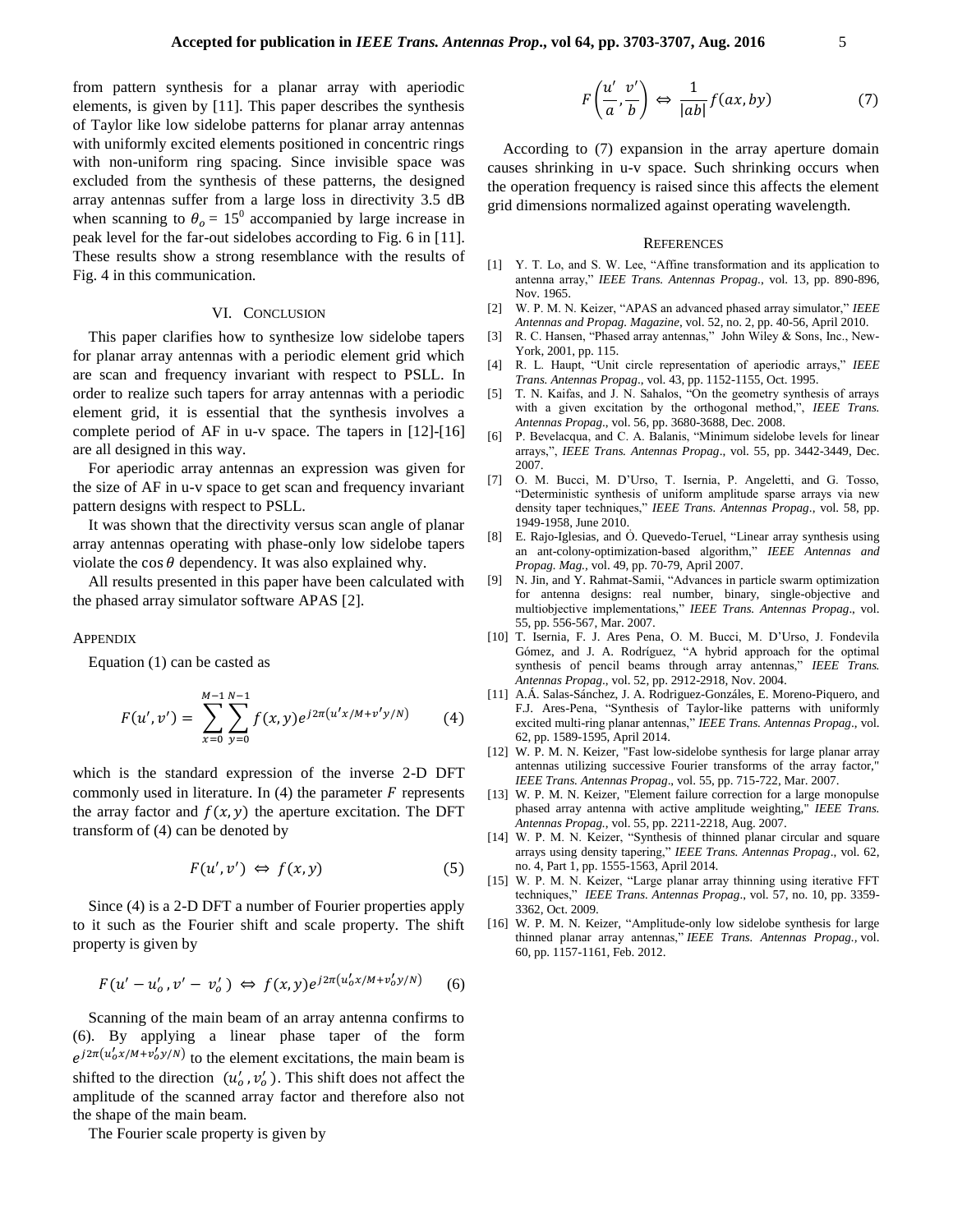from pattern synthesis for a planar array with aperiodic elements, is given by [11]. This paper describes the synthesis of Taylor like low sidelobe patterns for planar array antennas with uniformly excited elements positioned in concentric rings with non-uniform ring spacing. Since invisible space was excluded from the synthesis of these patterns, the designed array antennas suffer from a large loss in directivity 3.5 dB when scanning to $\theta_o = 15^0$ accompanied by large increase in peak level for the far-out sidelobes according to Fig. 6 in [11]. These results show a strong resemblance with the results of Fig. 4 in this communication.

## VI. Conclusion

This paper clarifies how to synthesize low sidelobe tapers for planar array antennas with a periodic element grid which are scan and frequency invariant with respect to PSLL. In order to realize such tapers for array antennas with a periodic element grid, it is essential that the synthesis involves a complete period of AF in u-v space. The tapers in [12]-[16] are all designed in this way.

For aperiodic array antennas an expression was given for the size of AF in u-v space to get scan and frequency invariant pattern designs with respect to PSLL.

It was shown that the directivity versus scan angle of planar array antennas operating with phase-only low sidelobe tapers violate the $\cos\theta$ dependency. It was also explained why.

All results presented in this paper have been calculated with the phased array simulator software APAS [2].

## Appendix

Equation (1) can be casted as

$$F(u', v') = \sum_{x=0}^{M-1} \sum_{y=0}^{N-1} f(x, y) e^{j2\pi(u'x/M + v'y/N)} \quad (4)$$

which is the standard expression of the inverse 2-D DFT commonly used in literature. In (4) the parameter $F$ represents the array factor and $f(x, y)$ the aperture excitation. The DFT transform of (4) can be denoted by

$$F(u', v') \Leftrightarrow f(x, y) \quad (5)$$

Since (4) is a 2-D DFT a number of Fourier properties apply to it such as the Fourier shift and scale property. The shift property is given by

$$F(u' - u'_o, v' - v'_o) \Leftrightarrow f(x, y) e^{j2\pi(u'_o x/M + v'_o y/N)} \quad (6)$$

Scanning of the main beam of an array antenna confirms to (6). By applying a linear phase taper of the form $e^{j2\pi(u'_o x/M + v'_o y/N)}$ to the element excitations, the main beam is shifted to the direction $(u'_o, v'_o)$. This shift does not affect the amplitude of the scanned array factor and therefore also not the shape of the main beam.

The Fourier scale property is given by

$$F\left(\frac{u'}{a}, \frac{v'}{b}\right) \Leftrightarrow \frac{1}{|ab|} f(ax, by) \quad (7)$$

According to (7) expansion in the array aperture domain causes shrinking in u-v space. Such shrinking occurs when the operation frequency is raised since this affects the element grid dimensions normalized against operating wavelength.

## References

[1] Y. T. Lo, and S. W. Lee, "Affine transformation and its application to antenna array," *IEEE Trans. Antennas Propag*., vol. 13, pp. 890-896, Nov. 1965.

[2] W. P. M. N. Keizer, "APAS an advanced phased array simulator," *IEEE Antennas and Propag. Magazine*, vol. 52, no. 2, pp. 40-56, April 2010.

[3] R. C. Hansen, "Phased array antennas," John Wiley & Sons, Inc., New-York, 2001, pp. 115.

[4] R. L. Haupt, "Unit circle representation of aperiodic arrays," *IEEE Trans. Antennas Propag*., vol. 43, pp. 1152-1155, Oct. 1995.

[5] T. N. Kaifas, and J. N. Sahalos, "On the geometry synthesis of arrays with a given excitation by the orthogonal method,", *IEEE Trans. Antennas Propag*., vol. 56, pp. 3680-3688, Dec. 2008.

[6] P. Bevelacqua, and C. A. Balanis, "Minimum sidelobe levels for linear arrays,", *IEEE Trans. Antennas Propag*., vol. 55, pp. 3442-3449, Dec. 2007.

[7] O. M. Bucci, M. D'Urso, T. Isernia, P. Angeletti, and G. Tosso, "Deterministic synthesis of uniform amplitude sparse arrays via new density taper techniques," *IEEE Trans. Antennas Propag*., vol. 58, pp. 1949-1958, June 2010.

[8] E. Rajo-Iglesias, and Ó. Quevedo-Teruel, "Linear array synthesis using an ant-colony-optimization-based algorithm," *IEEE Antennas and Propag. Mag.*, vol. 49, pp. 70-79, April 2007.

[9] N. Jin, and Y. Rahmat-Samii, "Advances in particle swarm optimization for antenna designs: real number, binary, single-objective and multiobjective implementations," *IEEE Trans. Antennas Propag*., vol. 55, pp. 556-567, Mar. 2007.

[10] T. Isernia, F. J. Ares Pena, O. M. Bucci, M. D'Urso, J. Fondevila Gómez, and J. A. Rodríguez, "A hybrid approach for the optimal synthesis of pencil beams through array antennas," *IEEE Trans. Antennas Propag*., vol. 52, pp. 2912-2918, Nov. 2004.

[11] A.Á. Salas-Sánchez, J. A. Rodriguez-Gonzáles, E. Moreno-Piquero, and F.J. Ares-Pena, "Synthesis of Taylor-like patterns with uniformly excited multi-ring planar antennas," *IEEE Trans. Antennas Propag*., vol. 62, pp. 1589-1595, April 2014.

[12] W. P. M. N. Keizer, "Fast low-sidelobe synthesis for large planar array antennas utilizing successive Fourier transforms of the array factor," *IEEE Trans. Antennas Propag*., vol. 55, pp. 715-722, Mar. 2007.

[13] W. P. M. N. Keizer, "Element failure correction for a large monopulse phased array antenna with active amplitude weighting," *IEEE Trans. Antennas Propag.*, vol. 55, pp. 2211-2218, Aug. 2007.

[14] W. P. M. N. Keizer, "Synthesis of thinned planar circular and square arrays using density tapering," *IEEE Trans. Antennas Propag*., vol. 62, no. 4, Part 1, pp. 1555-1563, April 2014.

[15] W. P. M. N. Keizer, "Large planar array thinning using iterative FFT techniques," *IEEE Trans. Antennas Propag*., vol. 57, no. 10, pp. 3359-3362, Oct. 2009.

[16] W. P. M. N. Keizer, "Amplitude-only low sidelobe synthesis for large thinned planar array antennas," *IEEE Trans. Antennas Propag.*, vol. 60, pp. 1157-1161, Feb. 2012.